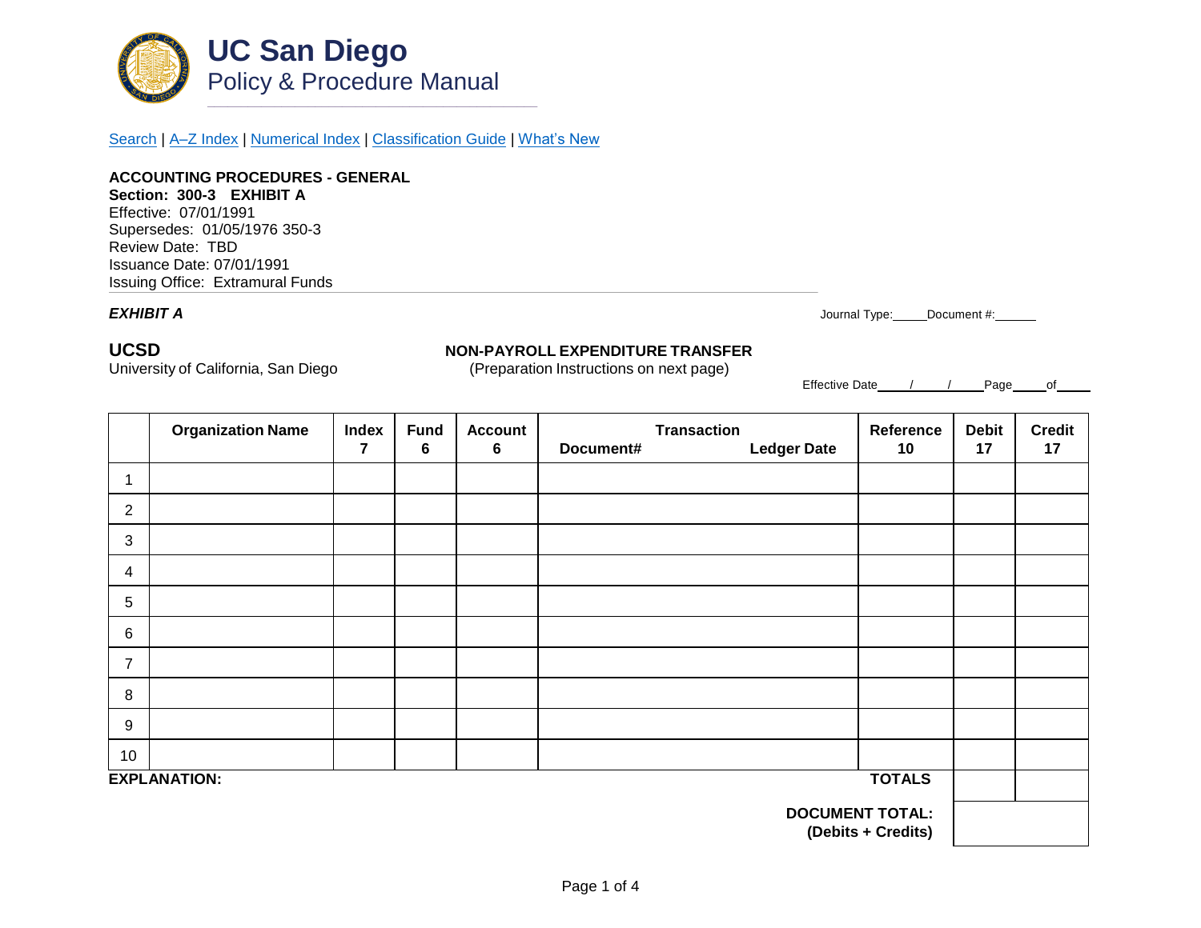# UC San Diego
## Policy & Procedure Manual

[Search](#) | [A–Z Index](#) | [Numerical Index](#) | [Classification Guide](#) | [What's New](#)

**ACCOUNTING PROCEDURES - GENERAL**
**Section: 300-3 EXHIBIT A**
Effective: 07/01/1991
Supersedes: 01/05/1976 350-3
Review Date: TBD
Issuance Date: 07/01/1991
Issuing Office: Extramural Funds

***EXHIBIT A***

Journal Type:_____ Document #:______

**UCSD**
University of California, San Diego

**NON-PAYROLL EXPENDITURE TRANSFER**
(Preparation Instructions on next page)

Effective Date ____/____/____ Page_____ of_____

| | Organization Name | Index 7 | Fund 6 | Account 6 | Transaction Document# Ledger Date | Reference 10 | Debit 17 | Credit 17 |
|---|---|---|---|---|---|---|---|---|
| 1 | | | | | | | | |
| 2 | | | | | | | | |
| 3 | | | | | | | | |
| 4 | | | | | | | | |
| 5 | | | | | | | | |
| 6 | | | | | | | | |
| 7 | | | | | | | | |
| 8 | | | | | | | | |
| 9 | | | | | | | | |
| 10 | | | | | | | | |
| **EXPLANATION:** | | | | | | **TOTALS** | | |
| | | | | | | **DOCUMENT TOTAL: (Debits + Credits)** | | |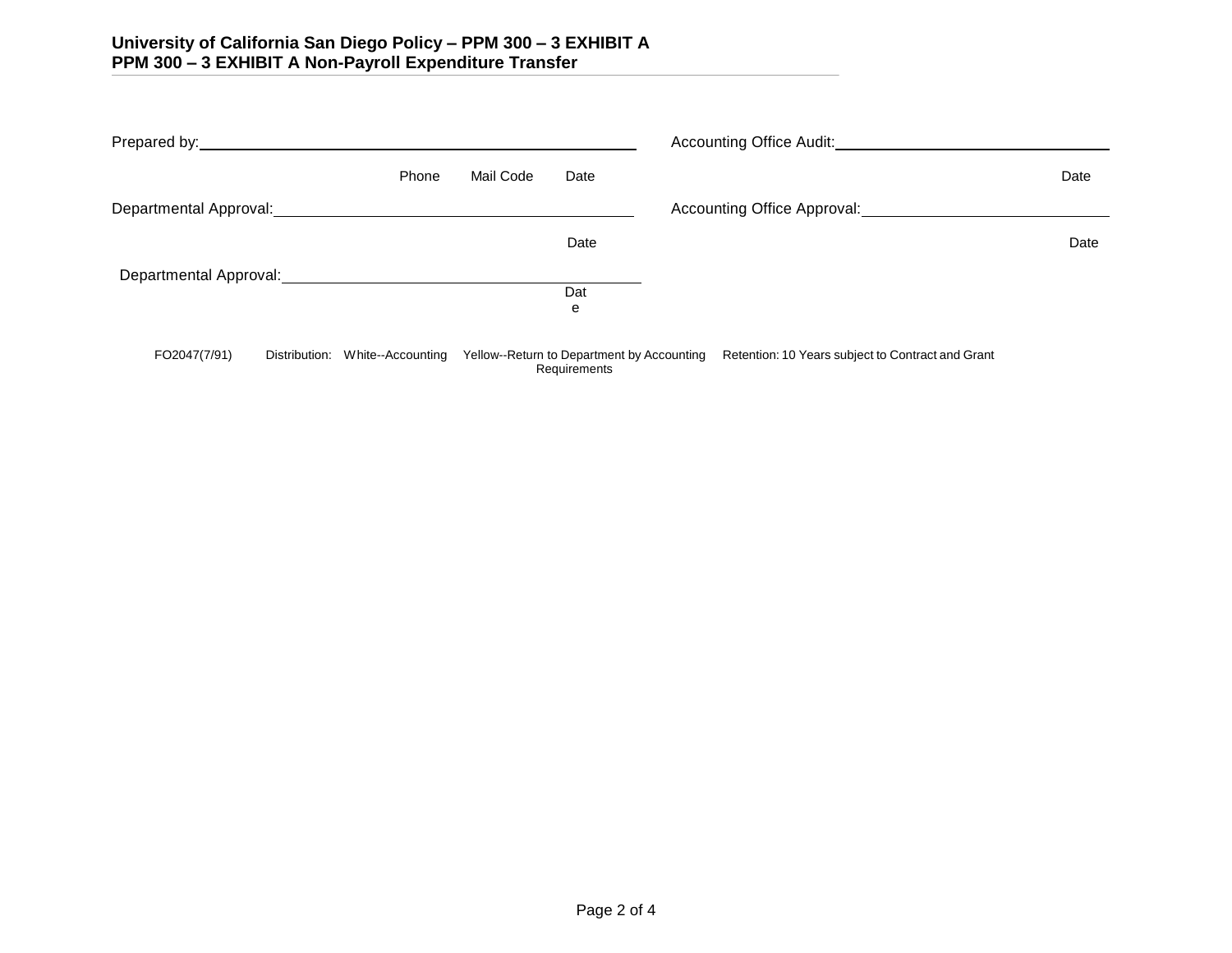Prepared by: ______________________________ Phone Mail Code Date

Accounting Office Audit: ______________________________ Date

Departmental Approval: ______________________________ Date

Accounting Office Approval: ______________________________ Date

Departmental Approval: ______________________________ Date

FO2047(7/91) Distribution: White--Accounting Yellow--Return to Department by Accounting Retention: 10 Years subject to Contract and Grant Requirements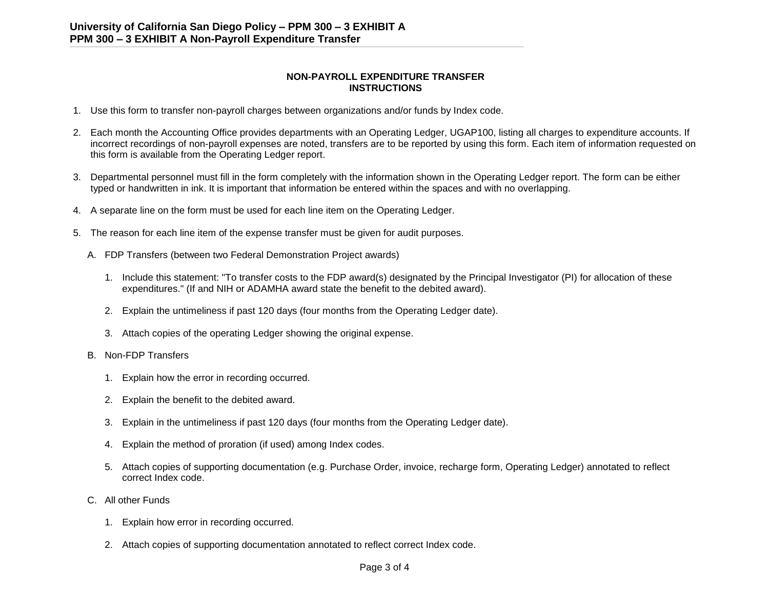## NON-PAYROLL EXPENDITURE TRANSFER INSTRUCTIONS

1. Use this form to transfer non-payroll charges between organizations and/or funds by Index code.

2. Each month the Accounting Office provides departments with an Operating Ledger, UGAP100, listing all charges to expenditure accounts. If incorrect recordings of non-payroll expenses are noted, transfers are to be reported by using this form. Each item of information requested on this form is available from the Operating Ledger report.

3. Departmental personnel must fill in the form completely with the information shown in the Operating Ledger report. The form can be either typed or handwritten in ink. It is important that information be entered within the spaces and with no overlapping.

4. A separate line on the form must be used for each line item on the Operating Ledger.

5. The reason for each line item of the expense transfer must be given for audit purposes.

   A. FDP Transfers (between two Federal Demonstration Project awards)

      1. Include this statement: "To transfer costs to the FDP award(s) designated by the Principal Investigator (PI) for allocation of these expenditures." (If and NIH or ADAMHA award state the benefit to the debited award).

      2. Explain the untimeliness if past 120 days (four months from the Operating Ledger date).

      3. Attach copies of the operating Ledger showing the original expense.

   B. Non-FDP Transfers

      1. Explain how the error in recording occurred.

      2. Explain the benefit to the debited award.

      3. Explain in the untimeliness if past 120 days (four months from the Operating Ledger date).

      4. Explain the method of proration (if used) among Index codes.

      5. Attach copies of supporting documentation (e.g. Purchase Order, invoice, recharge form, Operating Ledger) annotated to reflect correct Index code.

   C. All other Funds

      1. Explain how error in recording occurred.

      2. Attach copies of supporting documentation annotated to reflect correct Index code.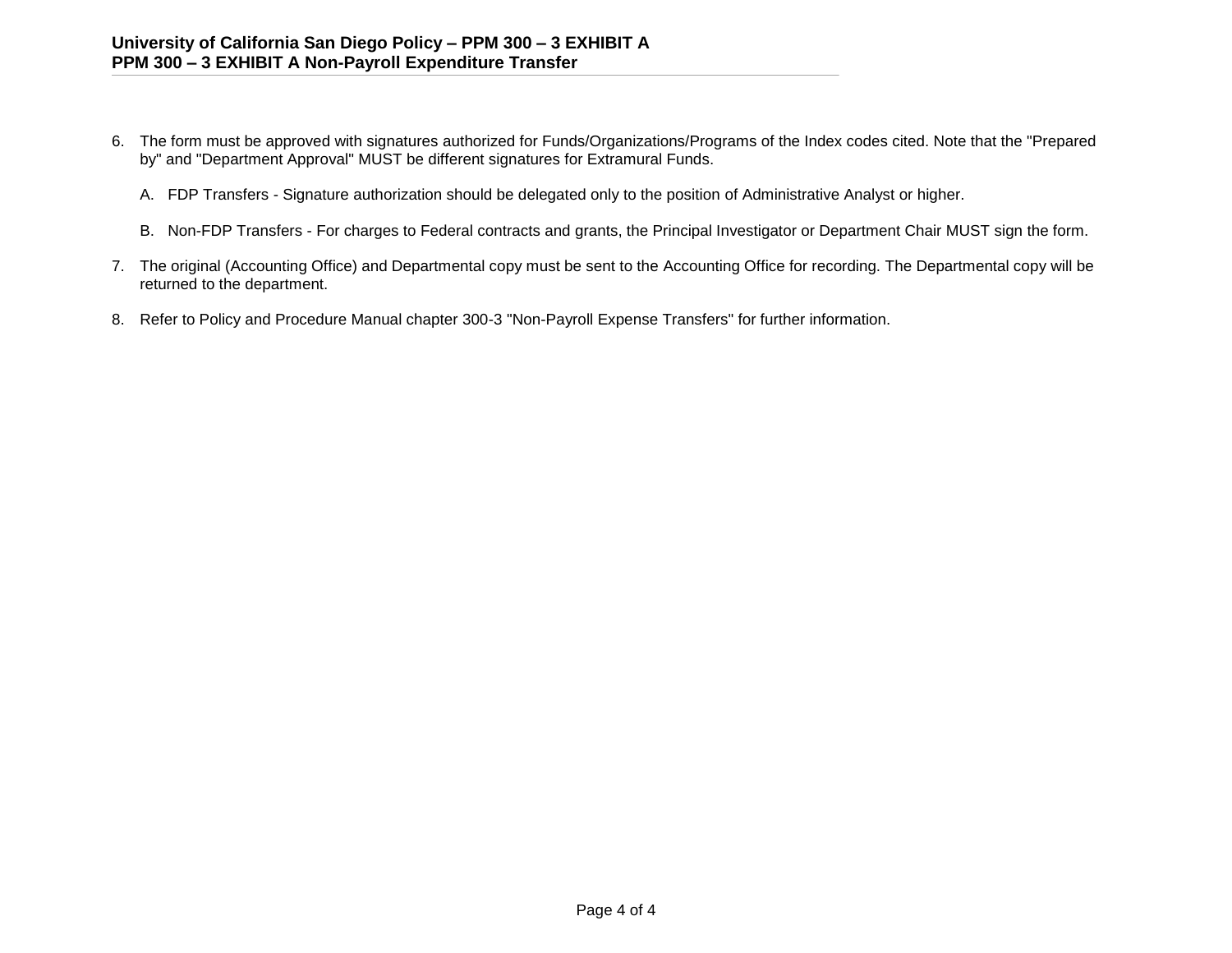6. The form must be approved with signatures authorized for Funds/Organizations/Programs of the Index codes cited. Note that the "Prepared by" and "Department Approval" MUST be different signatures for Extramural Funds.

   A. FDP Transfers - Signature authorization should be delegated only to the position of Administrative Analyst or higher.

   B. Non-FDP Transfers - For charges to Federal contracts and grants, the Principal Investigator or Department Chair MUST sign the form.

7. The original (Accounting Office) and Departmental copy must be sent to the Accounting Office for recording. The Departmental copy will be returned to the department.

8. Refer to Policy and Procedure Manual chapter 300-3 "Non-Payroll Expense Transfers" for further information.